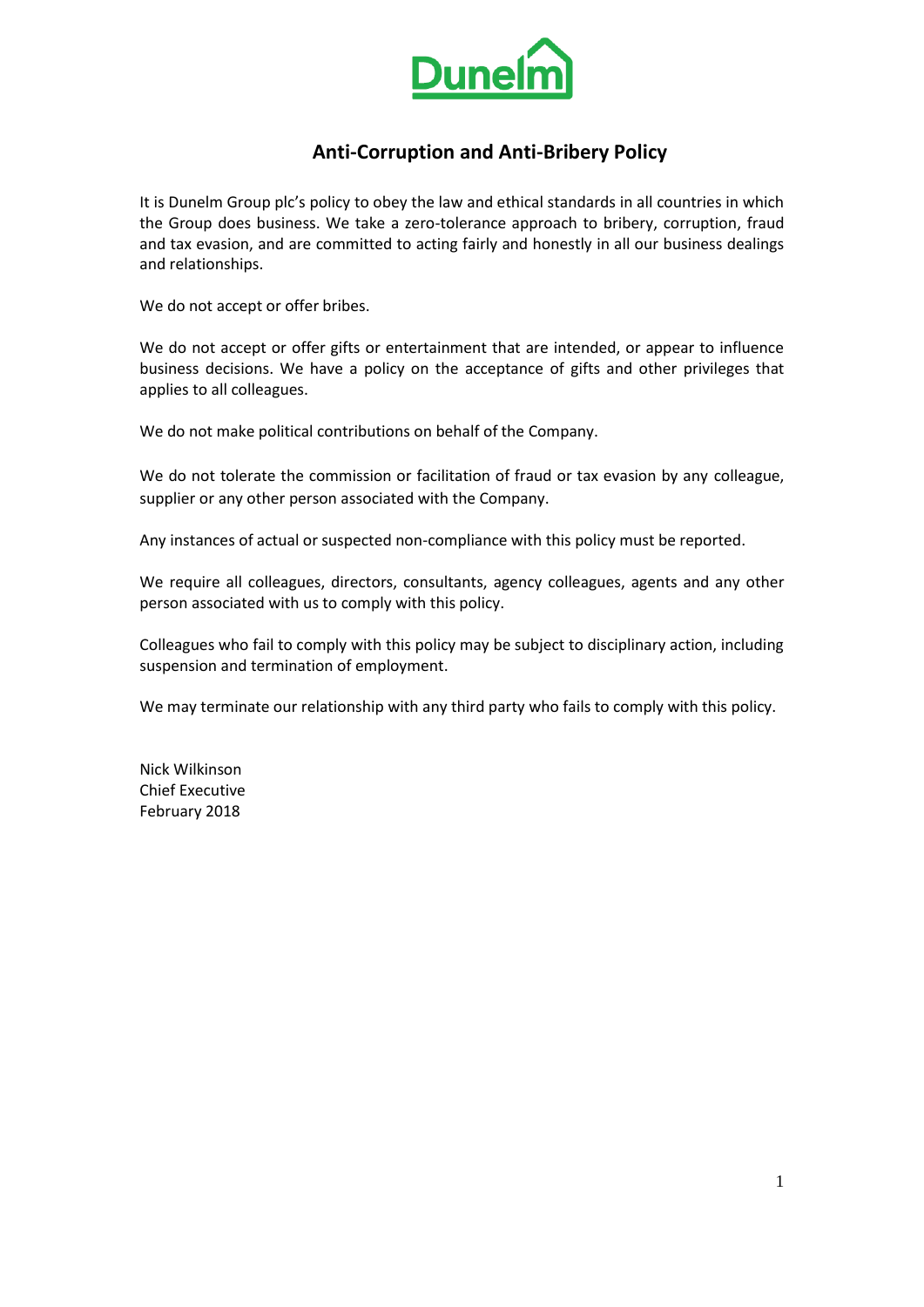Dunelm

# Anti-Corruption and Anti-Bribery Policy

It is Dunelm Group plc's policy to obey the law and ethical standards in all countries in which the Group does business. We take a zero-tolerance approach to bribery, corruption, fraud and tax evasion, and are committed to acting fairly and honestly in all our business dealings and relationships.

We do not accept or offer bribes.

We do not accept or offer gifts or entertainment that are intended, or appear to influence business decisions. We have a policy on the acceptance of gifts and other privileges that applies to all colleagues.

We do not make political contributions on behalf of the Company.

We do not tolerate the commission or facilitation of fraud or tax evasion by any colleague, supplier or any other person associated with the Company.

Any instances of actual or suspected non-compliance with this policy must be reported.

We require all colleagues, directors, consultants, agency colleagues, agents and any other person associated with us to comply with this policy.

Colleagues who fail to comply with this policy may be subject to disciplinary action, including suspension and termination of employment.

We may terminate our relationship with any third party who fails to comply with this policy.

Nick Wilkinson
Chief Executive
February 2018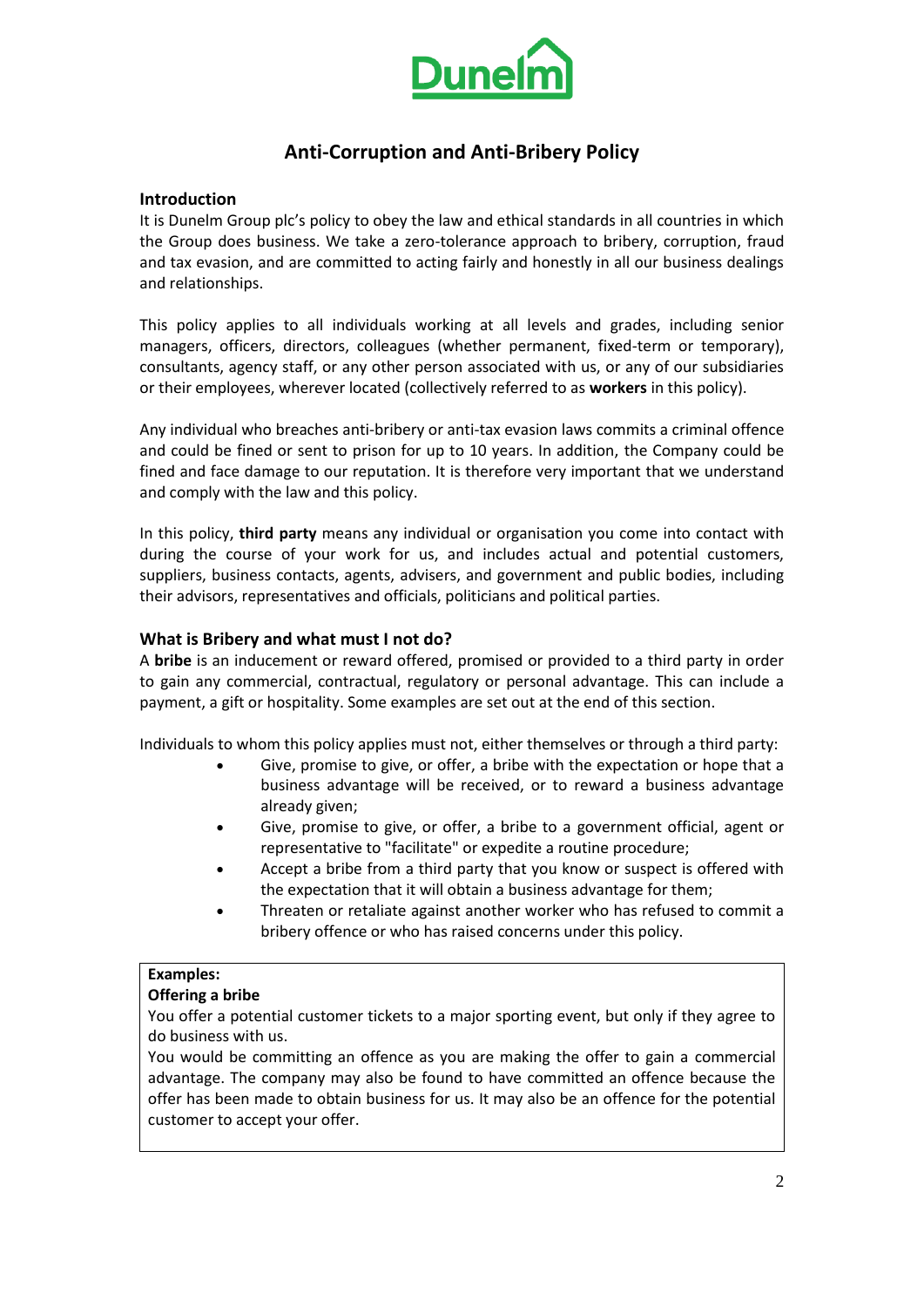# Anti-Corruption and Anti-Bribery Policy

## Introduction

It is Dunelm Group plc's policy to obey the law and ethical standards in all countries in which the Group does business. We take a zero-tolerance approach to bribery, corruption, fraud and tax evasion, and are committed to acting fairly and honestly in all our business dealings and relationships.

This policy applies to all individuals working at all levels and grades, including senior managers, officers, directors, colleagues (whether permanent, fixed-term or temporary), consultants, agency staff, or any other person associated with us, or any of our subsidiaries or their employees, wherever located (collectively referred to as **workers** in this policy).

Any individual who breaches anti-bribery or anti-tax evasion laws commits a criminal offence and could be fined or sent to prison for up to 10 years. In addition, the Company could be fined and face damage to our reputation. It is therefore very important that we understand and comply with the law and this policy.

In this policy, **third party** means any individual or organisation you come into contact with during the course of your work for us, and includes actual and potential customers, suppliers, business contacts, agents, advisers, and government and public bodies, including their advisors, representatives and officials, politicians and political parties.

## What is Bribery and what must I not do?

A **bribe** is an inducement or reward offered, promised or provided to a third party in order to gain any commercial, contractual, regulatory or personal advantage. This can include a payment, a gift or hospitality. Some examples are set out at the end of this section.

Individuals to whom this policy applies must not, either themselves or through a third party:

- Give, promise to give, or offer, a bribe with the expectation or hope that a business advantage will be received, or to reward a business advantage already given;
- Give, promise to give, or offer, a bribe to a government official, agent or representative to "facilitate" or expedite a routine procedure;
- Accept a bribe from a third party that you know or suspect is offered with the expectation that it will obtain a business advantage for them;
- Threaten or retaliate against another worker who has refused to commit a bribery offence or who has raised concerns under this policy.

**Examples:**

**Offering a bribe**

You offer a potential customer tickets to a major sporting event, but only if they agree to do business with us.

You would be committing an offence as you are making the offer to gain a commercial advantage. The company may also be found to have committed an offence because the offer has been made to obtain business for us. It may also be an offence for the potential customer to accept your offer.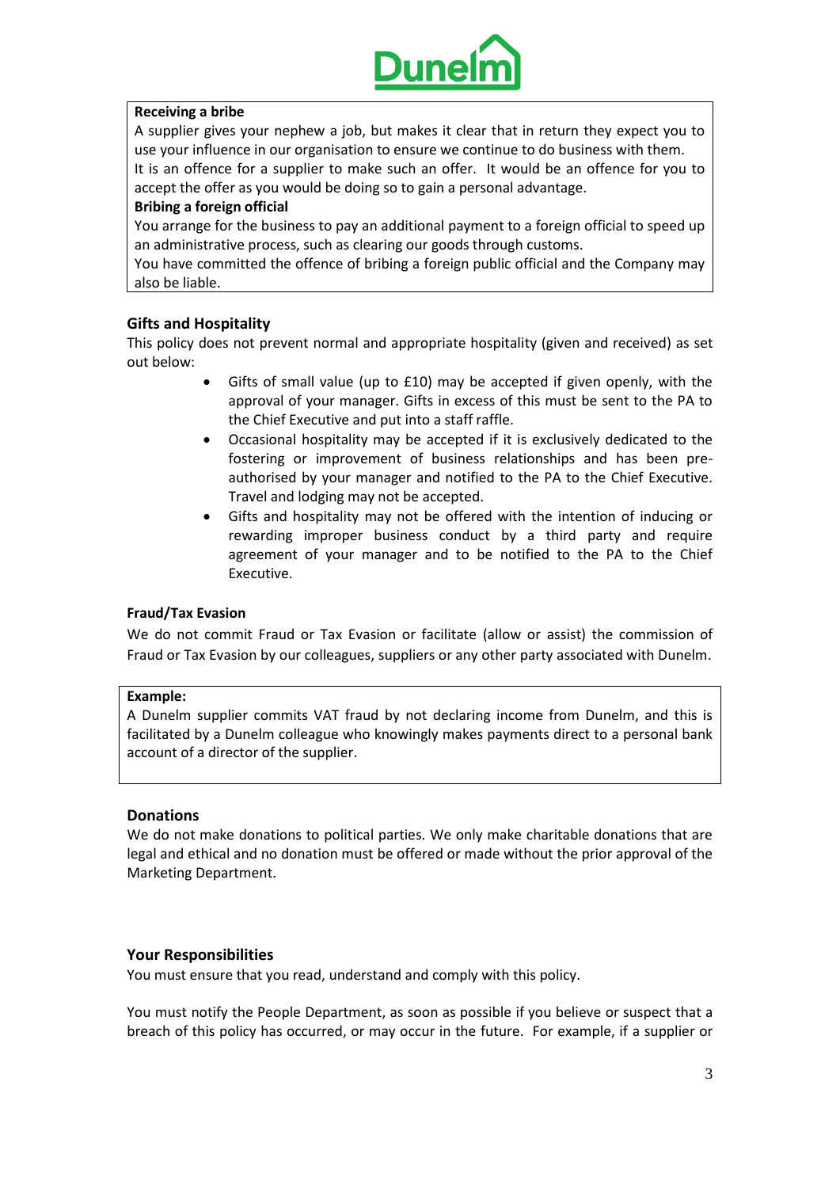**Receiving a bribe**

A supplier gives your nephew a job, but makes it clear that in return they expect you to use your influence in our organisation to ensure we continue to do business with them. It is an offence for a supplier to make such an offer. It would be an offence for you to accept the offer as you would be doing so to gain a personal advantage.

**Bribing a foreign official**

You arrange for the business to pay an additional payment to a foreign official to speed up an administrative process, such as clearing our goods through customs.

You have committed the offence of bribing a foreign public official and the Company may also be liable.

## Gifts and Hospitality

This policy does not prevent normal and appropriate hospitality (given and received) as set out below:

- Gifts of small value (up to £10) may be accepted if given openly, with the approval of your manager. Gifts in excess of this must be sent to the PA to the Chief Executive and put into a staff raffle.
- Occasional hospitality may be accepted if it is exclusively dedicated to the fostering or improvement of business relationships and has been pre-authorised by your manager and notified to the PA to the Chief Executive. Travel and lodging may not be accepted.
- Gifts and hospitality may not be offered with the intention of inducing or rewarding improper business conduct by a third party and require agreement of your manager and to be notified to the PA to the Chief Executive.

**Fraud/Tax Evasion**

We do not commit Fraud or Tax Evasion or facilitate (allow or assist) the commission of Fraud or Tax Evasion by our colleagues, suppliers or any other party associated with Dunelm.

**Example:**

A Dunelm supplier commits VAT fraud by not declaring income from Dunelm, and this is facilitated by a Dunelm colleague who knowingly makes payments direct to a personal bank account of a director of the supplier.

## Donations

We do not make donations to political parties. We only make charitable donations that are legal and ethical and no donation must be offered or made without the prior approval of the Marketing Department.

## Your Responsibilities

You must ensure that you read, understand and comply with this policy.

You must notify the People Department, as soon as possible if you believe or suspect that a breach of this policy has occurred, or may occur in the future. For example, if a supplier or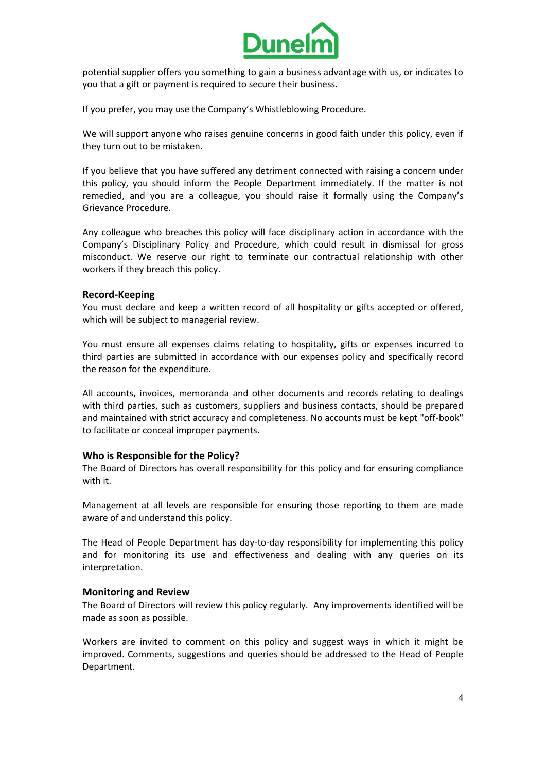potential supplier offers you something to gain a business advantage with us, or indicates to you that a gift or payment is required to secure their business.

If you prefer, you may use the Company's Whistleblowing Procedure.

We will support anyone who raises genuine concerns in good faith under this policy, even if they turn out to be mistaken.

If you believe that you have suffered any detriment connected with raising a concern under this policy, you should inform the People Department immediately. If the matter is not remedied, and you are a colleague, you should raise it formally using the Company's Grievance Procedure.

Any colleague who breaches this policy will face disciplinary action in accordance with the Company's Disciplinary Policy and Procedure, which could result in dismissal for gross misconduct. We reserve our right to terminate our contractual relationship with other workers if they breach this policy.

### Record-Keeping

You must declare and keep a written record of all hospitality or gifts accepted or offered, which will be subject to managerial review.

You must ensure all expenses claims relating to hospitality, gifts or expenses incurred to third parties are submitted in accordance with our expenses policy and specifically record the reason for the expenditure.

All accounts, invoices, memoranda and other documents and records relating to dealings with third parties, such as customers, suppliers and business contacts, should be prepared and maintained with strict accuracy and completeness. No accounts must be kept "off-book" to facilitate or conceal improper payments.

### Who is Responsible for the Policy?

The Board of Directors has overall responsibility for this policy and for ensuring compliance with it.

Management at all levels are responsible for ensuring those reporting to them are made aware of and understand this policy.

The Head of People Department has day-to-day responsibility for implementing this policy and for monitoring its use and effectiveness and dealing with any queries on its interpretation.

### Monitoring and Review

The Board of Directors will review this policy regularly. Any improvements identified will be made as soon as possible.

Workers are invited to comment on this policy and suggest ways in which it might be improved. Comments, suggestions and queries should be addressed to the Head of People Department.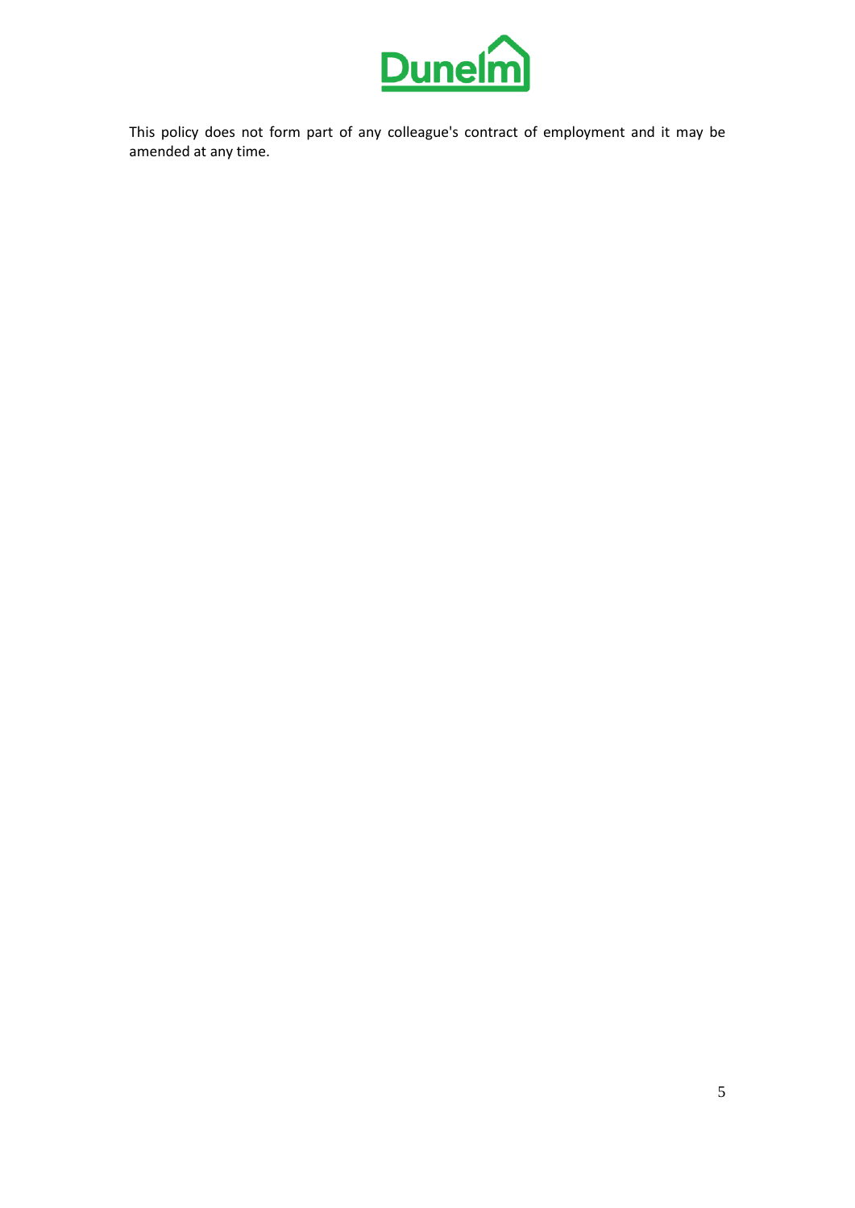This policy does not form part of any colleague's contract of employment and it may be amended at any time.